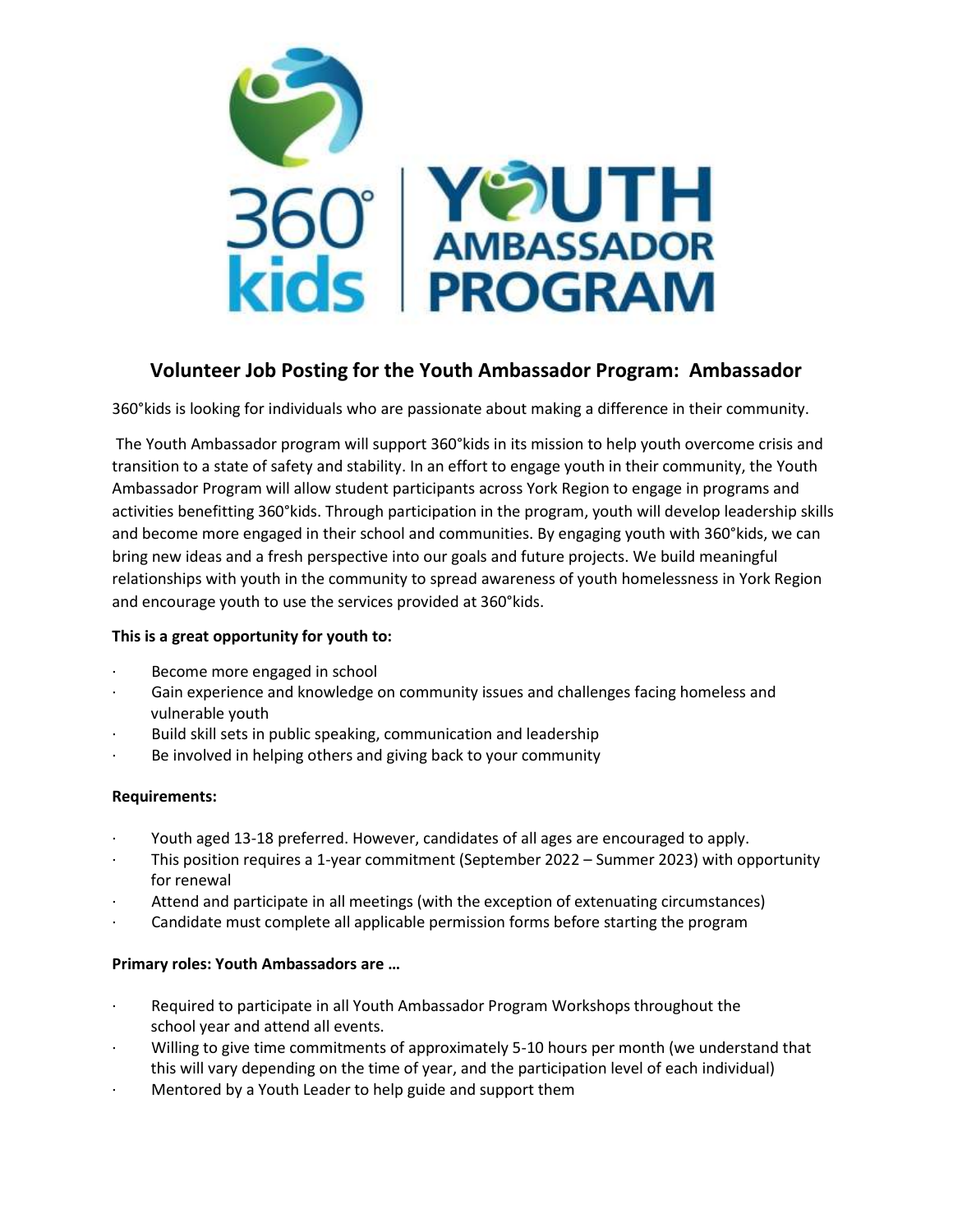# Volunteer Job Posting for the Youth Ambassador Program: Ambassador

360°kids is looking for individuals who are passionate about making a difference in their community.

The Youth Ambassador program will support 360°kids in its mission to help youth overcome crisis and transition to a state of safety and stability. In an effort to engage youth in their community, the Youth Ambassador Program will allow student participants across York Region to engage in programs and activities benefitting 360°kids. Through participation in the program, youth will develop leadership skills and become more engaged in their school and communities. By engaging youth with 360°kids, we can bring new ideas and a fresh perspective into our goals and future projects. We build meaningful relationships with youth in the community to spread awareness of youth homelessness in York Region and encourage youth to use the services provided at 360°kids.

**This is a great opportunity for youth to:**

- Become more engaged in school
- Gain experience and knowledge on community issues and challenges facing homeless and vulnerable youth
- Build skill sets in public speaking, communication and leadership
- Be involved in helping others and giving back to your community

**Requirements:**

- Youth aged 13-18 preferred. However, candidates of all ages are encouraged to apply.
- This position requires a 1-year commitment (September 2022 – Summer 2023) with opportunity for renewal
- Attend and participate in all meetings (with the exception of extenuating circumstances)
- Candidate must complete all applicable permission forms before starting the program

**Primary roles: Youth Ambassadors are …**

- Required to participate in all Youth Ambassador Program Workshops throughout the school year and attend all events.
- Willing to give time commitments of approximately 5-10 hours per month (we understand that this will vary depending on the time of year, and the participation level of each individual)
- Mentored by a Youth Leader to help guide and support them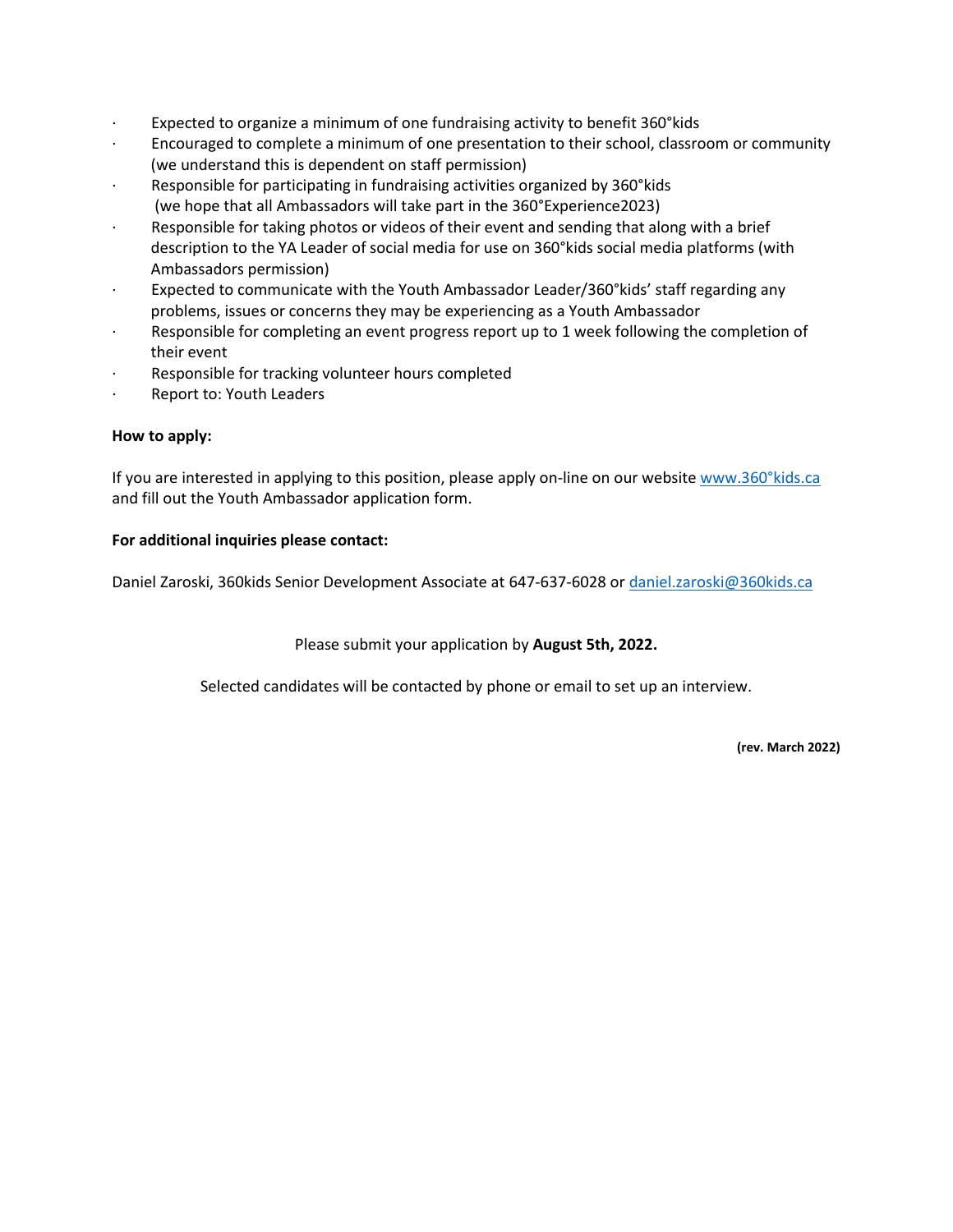- Expected to organize a minimum of one fundraising activity to benefit 360°kids
- Encouraged to complete a minimum of one presentation to their school, classroom or community (we understand this is dependent on staff permission)
- Responsible for participating in fundraising activities organized by 360°kids (we hope that all Ambassadors will take part in the 360°Experience2023)
- Responsible for taking photos or videos of their event and sending that along with a brief description to the YA Leader of social media for use on 360°kids social media platforms (with Ambassadors permission)
- Expected to communicate with the Youth Ambassador Leader/360°kids' staff regarding any problems, issues or concerns they may be experiencing as a Youth Ambassador
- Responsible for completing an event progress report up to 1 week following the completion of their event
- Responsible for tracking volunteer hours completed
- Report to: Youth Leaders

**How to apply:**

If you are interested in applying to this position, please apply on-line on our website [www.360°kids.ca](http://www.360°kids.ca) and fill out the Youth Ambassador application form.

**For additional inquiries please contact:**

Daniel Zaroski, 360kids Senior Development Associate at 647-637-6028 or [daniel.zaroski@360kids.ca](mailto:daniel.zaroski@360kids.ca)

Please submit your application by **August 5th, 2022.**

Selected candidates will be contacted by phone or email to set up an interview.

**(rev. March 2022)**